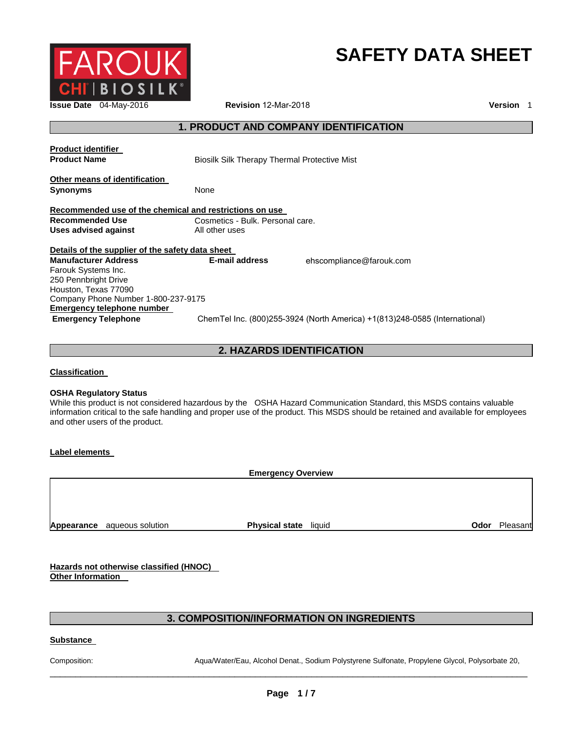# SAFETY DATA SHEET

FAROUK CHI | BIOSILK

**Issue Date** 04-May-2016 **Revision** 12-Mar-2018 **Version** 1

## 1. PRODUCT AND COMPANY IDENTIFICATION

**Product identifier**

**Product Name** Biosilk Silk Therapy Thermal Protective Mist

**Other means of identification**

**Synonyms** None

**Recommended use of the chemical and restrictions on use**

**Recommended Use** Cosmetics - Bulk. Personal care.

**Uses advised against** All other uses

**Details of the supplier of the safety data sheet**

**Manufacturer Address**
Farouk Systems Inc.
250 Pennbright Drive
Houston, Texas 77090
Company Phone Number 1-800-237-9175

**E-mail address** ehscompliance@farouk.com

**Emergency telephone number**

**Emergency Telephone** ChemTel Inc. (800)255-3924 (North America) +1(813)248-0585 (International)

## 2. HAZARDS IDENTIFICATION

**Classification**

**OSHA Regulatory Status**

While this product is not considered hazardous by the OSHA Hazard Communication Standard, this MSDS contains valuable information critical to the safe handling and proper use of the product. This MSDS should be retained and available for employees and other users of the product.

**Label elements**

**Emergency Overview**

**Appearance** aqueous solution **Physical state** liquid **Odor** Pleasant

**Hazards not otherwise classified (HNOC)**

**Other Information**

## 3. COMPOSITION/INFORMATION ON INGREDIENTS

**Substance**

Composition: Aqua/Water/Eau, Alcohol Denat., Sodium Polystyrene Sulfonate, Propylene Glycol, Polysorbate 20,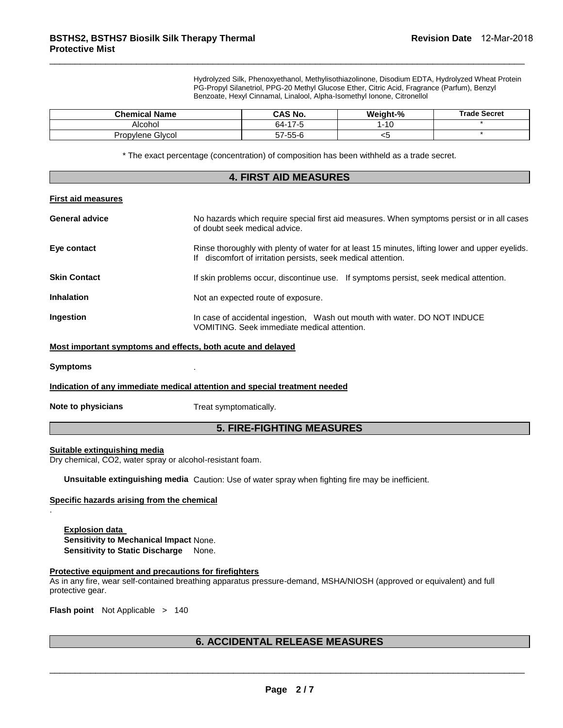Hydrolyzed Silk, Phenoxyethanol, Methylisothiazolinone, Disodium EDTA, Hydrolyzed Wheat Protein PG-Propyl Silanetriol, PPG-20 Methyl Glucose Ether, Citric Acid, Fragrance (Parfum), Benzyl Benzoate, Hexyl Cinnamal, Linalool, Alpha-Isomethyl Ionone, Citronellol

| Chemical Name | CAS No. | Weight-% | Trade Secret |
|---|---|---|---|
| Alcohol | 64-17-5 | 1-10 | * |
| Propylene Glycol | 57-55-6 | <5 | * |

\* The exact percentage (concentration) of composition has been withheld as a trade secret.

## 4. FIRST AID MEASURES

**First aid measures**

**General advice** No hazards which require special first aid measures. When symptoms persist or in all cases of doubt seek medical advice.

**Eye contact** Rinse thoroughly with plenty of water for at least 15 minutes, lifting lower and upper eyelids. If discomfort of irritation persists, seek medical attention.

**Skin Contact** If skin problems occur, discontinue use. If symptoms persist, seek medical attention.

**Inhalation** Not an expected route of exposure.

**Ingestion** In case of accidental ingestion, Wash out mouth with water. DO NOT INDUCE VOMITING. Seek immediate medical attention.

**Most important symptoms and effects, both acute and delayed**

**Symptoms** .

**Indication of any immediate medical attention and special treatment needed**

**Note to physicians** Treat symptomatically.

## 5. FIRE-FIGHTING MEASURES

**Suitable extinguishing media**

Dry chemical, CO2, water spray or alcohol-resistant foam.

**Unsuitable extinguishing media** Caution: Use of water spray when fighting fire may be inefficient.

**Specific hazards arising from the chemical**

.

**Explosion data**

**Sensitivity to Mechanical Impact** None.

**Sensitivity to Static Discharge** None.

**Protective equipment and precautions for firefighters**

As in any fire, wear self-contained breathing apparatus pressure-demand, MSHA/NIOSH (approved or equivalent) and full protective gear.

**Flash point** Not Applicable > 140

## 6. ACCIDENTAL RELEASE MEASURES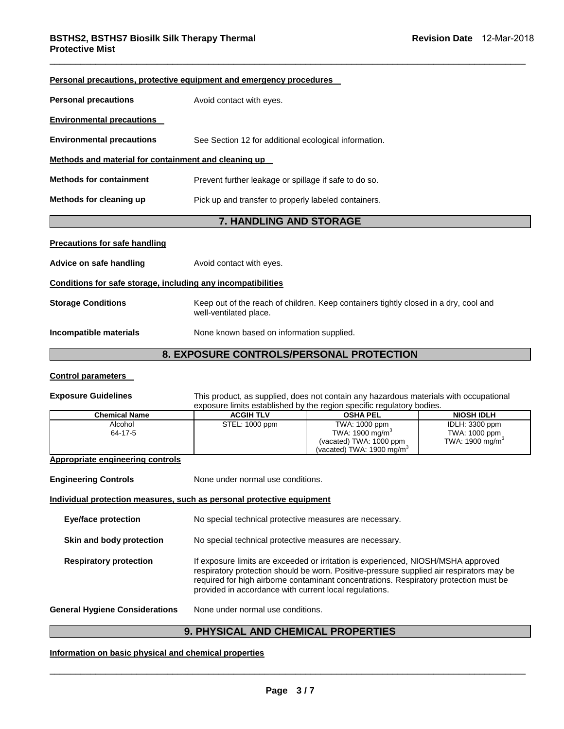**Personal precautions, protective equipment and emergency procedures**

**Personal precautions** Avoid contact with eyes.

**Environmental precautions**

**Environmental precautions** See Section 12 for additional ecological information.

**Methods and material for containment and cleaning up**

**Methods for containment** Prevent further leakage or spillage if safe to do so.

**Methods for cleaning up** Pick up and transfer to properly labeled containers.

## 7. HANDLING AND STORAGE

**Precautions for safe handling**

**Advice on safe handling** Avoid contact with eyes.

**Conditions for safe storage, including any incompatibilities**

**Storage Conditions** Keep out of the reach of children. Keep containers tightly closed in a dry, cool and well-ventilated place.

**Incompatible materials** None known based on information supplied.

## 8. EXPOSURE CONTROLS/PERSONAL PROTECTION

**Control parameters**

**Exposure Guidelines** This product, as supplied, does not contain any hazardous materials with occupational exposure limits established by the region specific regulatory bodies.

| Chemical Name | ACGIH TLV | OSHA PEL | NIOSH IDLH |
|---|---|---|---|
| Alcohol<br>64-17-5 | STEL: 1000 ppm | TWA: 1000 ppm<br>TWA: 1900 mg/m$^3$<br>(vacated) TWA: 1000 ppm<br>(vacated) TWA: 1900 mg/m$^3$ | IDLH: 3300 ppm<br>TWA: 1000 ppm<br>TWA: 1900 mg/m$^3$ |

**Appropriate engineering controls**

**Engineering Controls** None under normal use conditions.

**Individual protection measures, such as personal protective equipment**

**Eye/face protection** No special technical protective measures are necessary.

**Skin and body protection** No special technical protective measures are necessary.

**Respiratory protection** If exposure limits are exceeded or irritation is experienced, NIOSH/MSHA approved respiratory protection should be worn. Positive-pressure supplied air respirators may be required for high airborne contaminant concentrations. Respiratory protection must be provided in accordance with current local regulations.

**General Hygiene Considerations** None under normal use conditions.

## 9. PHYSICAL AND CHEMICAL PROPERTIES

**Information on basic physical and chemical properties**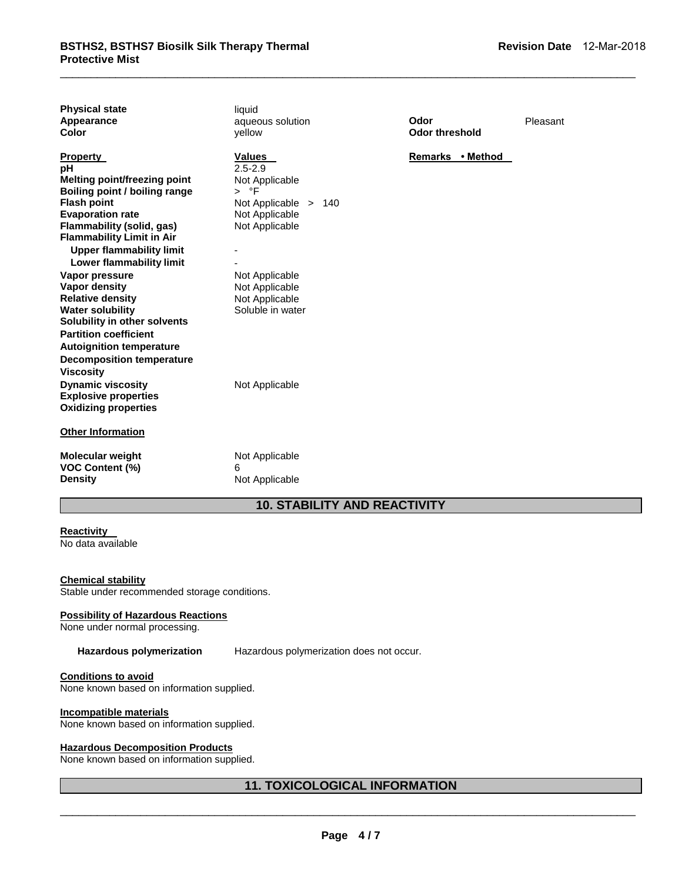| | | | |
|---|---|---|---|
| **Physical state** | liquid | | |
| **Appearance** | aqueous solution | **Odor** | Pleasant |
| **Color** | yellow | **Odor threshold** | |

| **Property** | **Values** | **Remarks • Method** |
|---|---|---|
| **pH** | 2.5-2.9 | |
| **Melting point/freezing point** | Not Applicable | |
| **Boiling point / boiling range** | > °F | |
| **Flash point** | Not Applicable > 140 | |
| **Evaporation rate** | Not Applicable | |
| **Flammability (solid, gas)** | Not Applicable | |
| **Flammability Limit in Air** | | |
| **Upper flammability limit** | - | |
| **Lower flammability limit** | - | |
| **Vapor pressure** | Not Applicable | |
| **Vapor density** | Not Applicable | |
| **Relative density** | Not Applicable | |
| **Water solubility** | Soluble in water | |
| **Solubility in other solvents** | | |
| **Partition coefficient** | | |
| **Autoignition temperature** | | |
| **Decomposition temperature** | | |
| **Viscosity** | | |
| **Dynamic viscosity** | Not Applicable | |
| **Explosive properties** | | |
| **Oxidizing properties** | | |

**Other Information**

| | |
|---|---|
| **Molecular weight** | Not Applicable |
| **VOC Content (%)** | 6 |
| **Density** | Not Applicable |

## 10. STABILITY AND REACTIVITY

**Reactivity**
No data available

**Chemical stability**
Stable under recommended storage conditions.

**Possibility of Hazardous Reactions**
None under normal processing.

**Hazardous polymerization** Hazardous polymerization does not occur.

**Conditions to avoid**
None known based on information supplied.

**Incompatible materials**
None known based on information supplied.

**Hazardous Decomposition Products**
None known based on information supplied.

## 11. TOXICOLOGICAL INFORMATION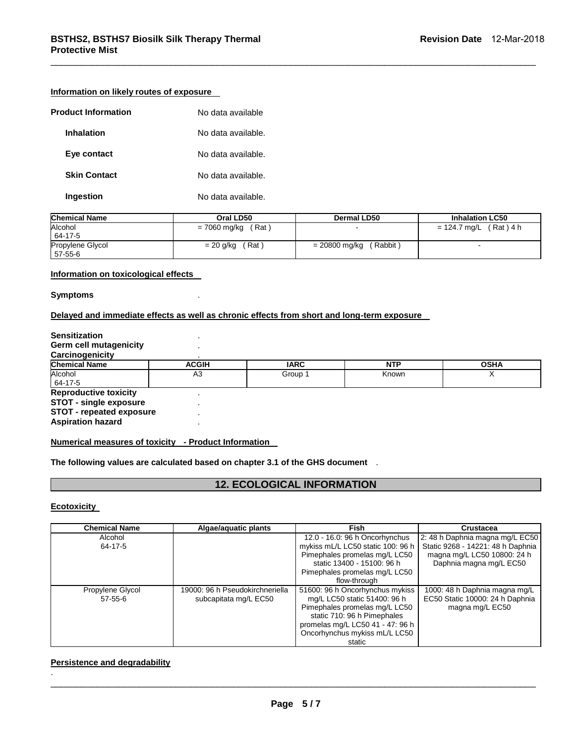**Information on likely routes of exposure**

**Product Information** No data available

**Inhalation** No data available.

**Eye contact** No data available.

**Skin Contact** No data available.

**Ingestion** No data available.

| Chemical Name | Oral LD50 | Dermal LD50 | Inhalation LC50 |
|---|---|---|---|
| Alcohol<br>64-17-5 | = 7060 mg/kg ( Rat ) | - | = 124.7 mg/L ( Rat ) 4 h |
| Propylene Glycol<br>57-55-6 | = 20 g/kg ( Rat ) | = 20800 mg/kg ( Rabbit ) | - |

**Information on toxicological effects**

**Symptoms** .

**Delayed and immediate effects as well as chronic effects from short and long-term exposure**

**Sensitization** .
**Germ cell mutagenicity** .
**Carcinogenicity** .

| Chemical Name | ACGIH | IARC | NTP | OSHA |
|---|---|---|---|---|
| Alcohol<br>64-17-5 | A3 | Group 1 | Known | X |

**Reproductive toxicity** .
**STOT - single exposure** .
**STOT - repeated exposure** .
**Aspiration hazard** .

**Numerical measures of toxicity - Product Information**

**The following values are calculated based on chapter 3.1 of the GHS document** .

## 12. ECOLOGICAL INFORMATION

**Ecotoxicity**

| Chemical Name | Algae/aquatic plants | Fish | Crustacea |
|---|---|---|---|
| Alcohol<br>64-17-5 | | 12.0 - 16.0: 96 h Oncorhynchus mykiss mL/L LC50 static 100: 96 h Pimephales promelas mg/L LC50 static 13400 - 15100: 96 h Pimephales promelas mg/L LC50 flow-through | 2: 48 h Daphnia magna mg/L EC50 Static 9268 - 14221: 48 h Daphnia magna mg/L LC50 10800: 24 h Daphnia magna mg/L EC50 |
| Propylene Glycol<br>57-55-6 | 19000: 96 h Pseudokirchneriella subcapitata mg/L EC50 | 51600: 96 h Oncorhynchus mykiss mg/L LC50 static 51400: 96 h Pimephales promelas mg/L LC50 static 710: 96 h Pimephales promelas mg/L LC50 41 - 47: 96 h Oncorhynchus mykiss mL/L LC50 static | 1000: 48 h Daphnia magna mg/L EC50 Static 10000: 24 h Daphnia magna mg/L EC50 |

**Persistence and degradability**

.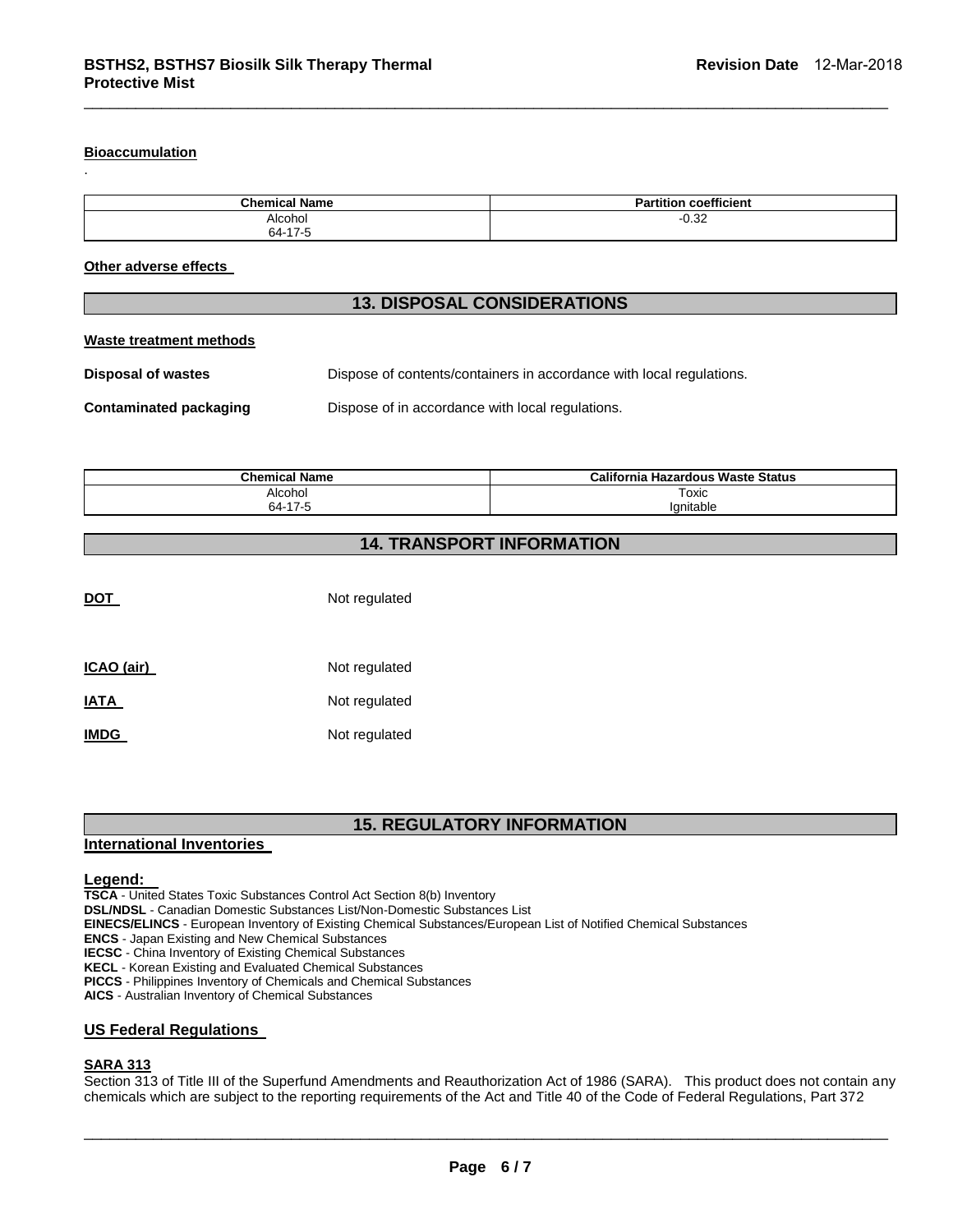**Bioaccumulation**

.

| Chemical Name | Partition coefficient |
|---|---|
| Alcohol 64-17-5 | -0.32 |

**Other adverse effects**

## 13. DISPOSAL CONSIDERATIONS

**Waste treatment methods**

**Disposal of wastes** Dispose of contents/containers in accordance with local regulations.

**Contaminated packaging** Dispose of in accordance with local regulations.

| Chemical Name | California Hazardous Waste Status |
|---|---|
| Alcohol 64-17-5 | Toxic Ignitable |

## 14. TRANSPORT INFORMATION

**DOT** Not regulated

**ICAO (air)** Not regulated

**IATA** Not regulated

**IMDG** Not regulated

## 15. REGULATORY INFORMATION

**International Inventories**

**Legend:**

**TSCA** - United States Toxic Substances Control Act Section 8(b) Inventory
**DSL/NDSL** - Canadian Domestic Substances List/Non-Domestic Substances List
**EINECS/ELINCS** - European Inventory of Existing Chemical Substances/European List of Notified Chemical Substances
**ENCS** - Japan Existing and New Chemical Substances
**IECSC** - China Inventory of Existing Chemical Substances
**KECL** - Korean Existing and Evaluated Chemical Substances
**PICCS** - Philippines Inventory of Chemicals and Chemical Substances
**AICS** - Australian Inventory of Chemical Substances

**US Federal Regulations**

**SARA 313**

Section 313 of Title III of the Superfund Amendments and Reauthorization Act of 1986 (SARA). This product does not contain any chemicals which are subject to the reporting requirements of the Act and Title 40 of the Code of Federal Regulations, Part 372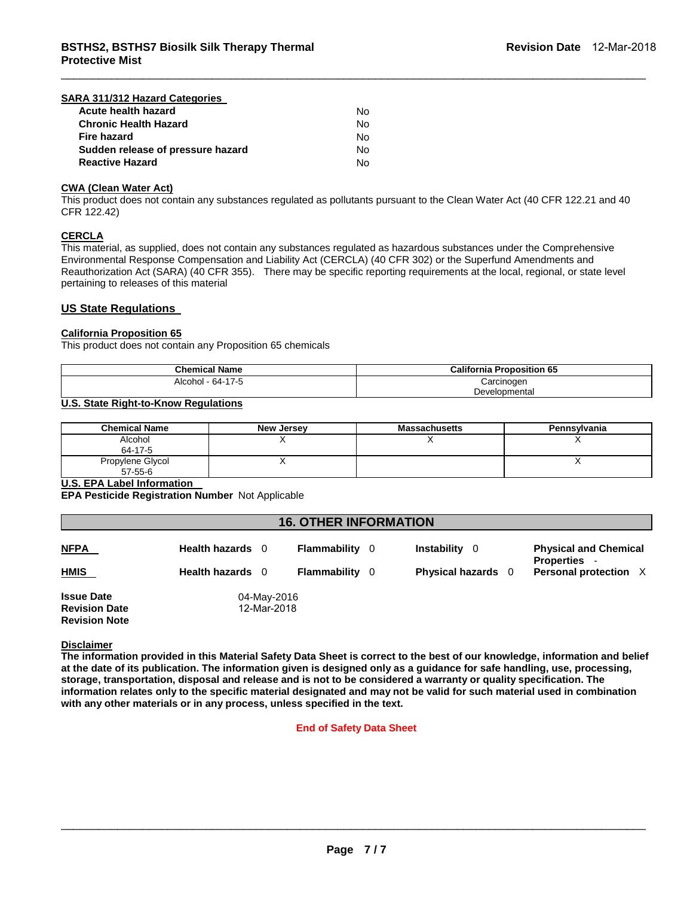#### SARA 311/312 Hazard Categories

| | |
|---|---|
| **Acute health hazard** | No |
| **Chronic Health Hazard** | No |
| **Fire hazard** | No |
| **Sudden release of pressure hazard** | No |
| **Reactive Hazard** | No |

#### CWA (Clean Water Act)

This product does not contain any substances regulated as pollutants pursuant to the Clean Water Act (40 CFR 122.21 and 40 CFR 122.42)

#### CERCLA

This material, as supplied, does not contain any substances regulated as hazardous substances under the Comprehensive Environmental Response Compensation and Liability Act (CERCLA) (40 CFR 302) or the Superfund Amendments and Reauthorization Act (SARA) (40 CFR 355). There may be specific reporting requirements at the local, regional, or state level pertaining to releases of this material

### US State Regulations

#### California Proposition 65

This product does not contain any Proposition 65 chemicals

| Chemical Name | California Proposition 65 |
|---|---|
| Alcohol - 64-17-5 | Carcinogen<br>Developmental |

#### U.S. State Right-to-Know Regulations

| Chemical Name | New Jersey | Massachusetts | Pennsylvania |
|---|---|---|---|
| Alcohol<br>64-17-5 | X | X | X |
| Propylene Glycol<br>57-55-6 | X | | X |

#### U.S. EPA Label Information

**EPA Pesticide Registration Number** Not Applicable

## 16. OTHER INFORMATION

| | | | | |
|---|---|---|---|---|
| **NFPA** | **Health hazards** 0 | **Flammability** 0 | **Instability** 0 | **Physical and Chemical Properties** - |
| **HMIS** | **Health hazards** 0 | **Flammability** 0 | **Physical hazards** 0 | **Personal protection** X |

**Issue Date** 04-May-2016
**Revision Date** 12-Mar-2018
**Revision Note**

#### Disclaimer

**The information provided in this Material Safety Data Sheet is correct to the best of our knowledge, information and belief at the date of its publication. The information given is designed only as a guidance for safe handling, use, processing, storage, transportation, disposal and release and is not to be considered a warranty or quality specification. The information relates only to the specific material designated and may not be valid for such material used in combination with any other materials or in any process, unless specified in the text.**

**End of Safety Data Sheet**